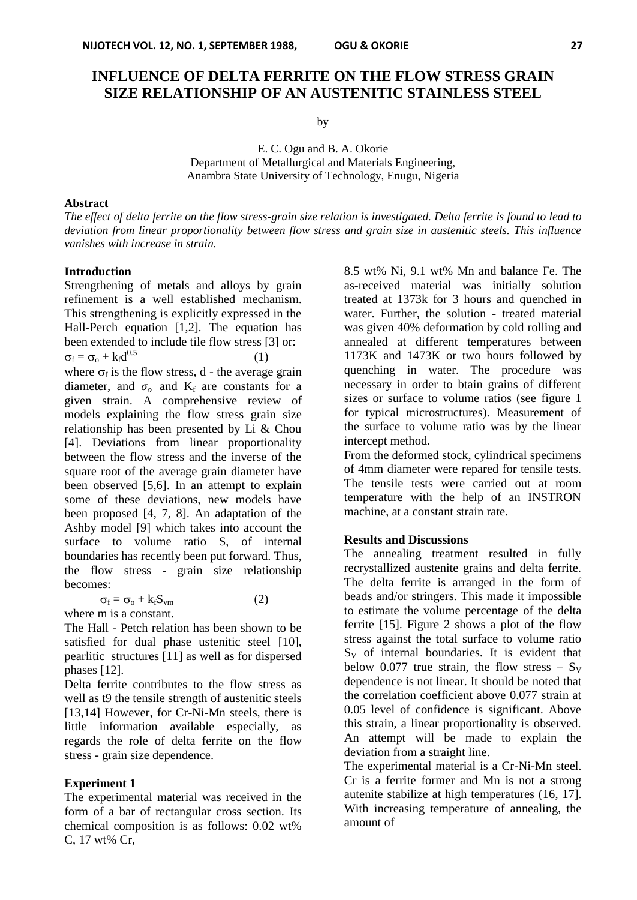# INFLUENCE OF DELTA FERRITE ON THE FLOW STRESS GRAIN SIZE RELATIONSHIP OF AN AUSTENITIC STAINLESS STEEL

by

E. C. Ogu and B. A. Okorie
Department of Metallurgical and Materials Engineering,
Anambra State University of Technology, Enugu, Nigeria

### Abstract

*The effect of delta ferrite on the flow stress-grain size relation is investigated. Delta ferrite is found to lead to deviation from linear proportionality between flow stress and grain size in austenitic steels. This influence vanishes with increase in strain.*

### Introduction

Strengthening of metals and alloys by grain refinement is a well established mechanism. This strengthening is explicitly expressed in the Hall-Perch equation [1,2]. The equation has been extended to include tile flow stress [3] or:

$$\sigma_f = \sigma_o + k_f d^{0.5} \qquad (1)$$

where $\sigma_f$ is the flow stress, d - the average grain diameter, and $\sigma_o$ and $K_f$ are constants for a given strain. A comprehensive review of models explaining the flow stress grain size relationship has been presented by Li & Chou [4]. Deviations from linear proportionality between the flow stress and the inverse of the square root of the average grain diameter have been observed [5,6]. In an attempt to explain some of these deviations, new models have been proposed [4, 7, 8]. An adaptation of the Ashby model [9] which takes into account the surface to volume ratio S, of internal boundaries has recently been put forward. Thus, the flow stress - grain size relationship becomes:

$$\sigma_f = \sigma_o + k_f S_{vm} \qquad (2)$$

where m is a constant.

The Hall - Petch relation has been shown to be satisfied for dual phase ustenitic steel [10], pearlitic structures [11] as well as for dispersed phases [12].

Delta ferrite contributes to the flow stress as well as t9 the tensile strength of austenitic steels [13,14] However, for Cr-Ni-Mn steels, there is little information available especially, as regards the role of delta ferrite on the flow stress - grain size dependence.

### Experiment 1

The experimental material was received in the form of a bar of rectangular cross section. Its chemical composition is as follows: 0.02 wt% C, 17 wt% Cr, 8.5 wt% Ni, 9.1 wt% Mn and balance Fe. The as-received material was initially solution treated at 1373k for 3 hours and quenched in water. Further, the solution - treated material was given 40% deformation by cold rolling and annealed at different temperatures between 1173K and 1473K or two hours followed by quenching in water. The procedure was necessary in order to btain grains of different sizes or surface to volume ratios (see figure 1 for typical microstructures). Measurement of the surface to volume ratio was by the linear intercept method.

From the deformed stock, cylindrical specimens of 4mm diameter were repared for tensile tests. The tensile tests were carried out at room temperature with the help of an INSTRON machine, at a constant strain rate.

### Results and Discussions

The annealing treatment resulted in fully recrystallized austenite grains and delta ferrite. The delta ferrite is arranged in the form of beads and/or stringers. This made it impossible to estimate the volume percentage of the delta ferrite [15]. Figure 2 shows a plot of the flow stress against the total surface to volume ratio $S_V$ of internal boundaries. It is evident that below 0.077 true strain, the flow stress – $S_V$ dependence is not linear. It should be noted that the correlation coefficient above 0.077 strain at 0.05 level of confidence is significant. Above this strain, a linear proportionality is observed. An attempt will be made to explain the deviation from a straight line.

The experimental material is a Cr-Ni-Mn steel. Cr is a ferrite former and Mn is not a strong autenite stabilize at high temperatures (16, 17]. With increasing temperature of annealing, the amount of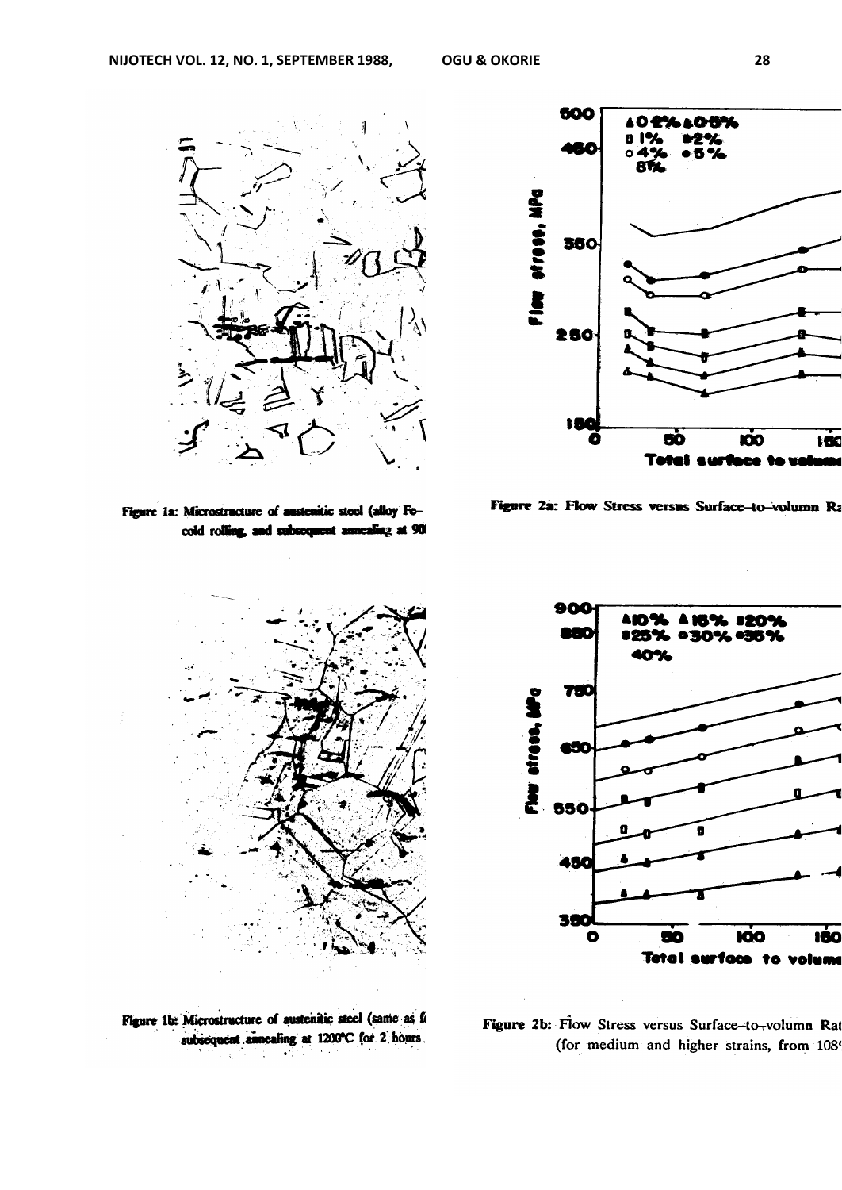Figure 1a: Microstructure of austenitic steel (alloy Fe- cold rolling, and subsequent annealing at 90

Figure 2a: Flow Stress versus Surface-to-volumn Ra

Figure 1b: Microstructure of austenitic steel (same as f subsequent annealing at 1200°C for 2 hours.

Figure 2b: Flow Stress versus Surface-to-volumn Rat (for medium and higher strains, from 108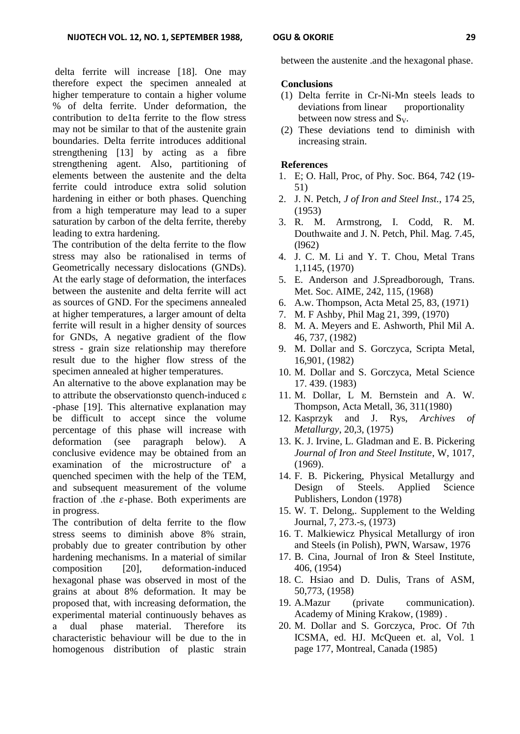delta ferrite will increase [18]. One may therefore expect the specimen annealed at higher temperature to contain a higher volume % of delta ferrite. Under deformation, the contribution to de1ta ferrite to the flow stress may not be similar to that of the austenite grain boundaries. Delta ferrite introduces additional strengthening [13] by acting as a fibre strengthening agent. Also, partitioning of elements between the austenite and the delta ferrite could introduce extra solid solution hardening in either or both phases. Quenching from a high temperature may lead to a super saturation by carbon of the delta ferrite, thereby leading to extra hardening.

The contribution of the delta ferrite to the flow stress may also be rationalised in terms of Geometrically necessary dislocations (GNDs). At the early stage of deformation, the interfaces between the austenite and delta ferrite will act as sources of GND. For the specimens annealed at higher temperatures, a larger amount of delta ferrite will result in a higher density of sources for GNDs, A negative gradient of the flow stress - grain size relationship may therefore result due to the higher flow stress of the specimen annealed at higher temperatures.

An alternative to the above explanation may be to attribute the observationsto quench-induced $\varepsilon$ -phase [19]. This alternative explanation may be difficult to accept since the volume percentage of this phase will increase with deformation (see paragraph below). A conclusive evidence may be obtained from an examination of the microstructure of' a quenched specimen with the help of the TEM, and subsequent measurement of the volume fraction of .the $\varepsilon$-phase. Both experiments are in progress.

The contribution of delta ferrite to the flow stress seems to diminish above 8% strain, probably due to greater contribution by other hardening mechanisms. In a material of similar composition [20], deformation-induced hexagonal phase was observed in most of the grains at about 8% deformation. It may be proposed that, with increasing deformation, the experimental material continuously behaves as a dual phase material. Therefore its characteristic behaviour will be due to the in homogenous distribution of plastic strain between the austenite .and the hexagonal phase.

## Conclusions

(1) Delta ferrite in Cr-Ni-Mn steels leads to deviations from linear proportionality between now stress and $S_V$.

(2) These deviations tend to diminish with increasing strain.

## References

1. E; O. Hall, Proc, of Phy. Soc. B64, 742 (19-51)
2. J. N. Petch, *J of Iron and Steel Inst*., 174 25, (1953)
3. R. M. Armstrong, I. Codd, R. M. Douthwaite and J. N. Petch, Phil. Mag. 7.45, (l962)
4. J. C. M. Li and Y. T. Chou, Metal Trans 1,1145, (1970)
5. E. Anderson and J.Spreadborough, Trans. Met. Soc. AIME, 242, 115, (1968)
6. A.w. Thompson, Acta Metal 25, 83, (1971)
7. M. F Ashby, Phil Mag 21, 399, (1970)
8. M. A. Meyers and E. Ashworth, Phil Mil A. 46, 737, (1982)
9. M. Dollar and S. Gorczyca, Scripta Metal, 16,901, (1982)
10. M. Dollar and S. Gorczyca, Metal Science 17. 439. (1983)
11. M. Dollar, L M. Bernstein and A. W. Thompson, Acta Metall, 36, 311(1980)
12. Kasprzyk and J. Rys, *Archives of Metallurgy*, 20,3, (1975)
13. K. J. Irvine, L. Gladman and E. B. Pickering *Journal of Iron and Steel Institute*, W, 1017, (1969).
14. F. B. Pickering, Physical Metallurgy and Design of Steels. Applied Science Publishers, London (1978)
15. W. T. Delong,. Supplement to the Welding Journal, 7, 273.-s, (1973)
16. T. Malkiewicz Physical Metallurgy of iron and Steels (in Polish), PWN, Warsaw, 1976
17. B. Cina, Journal of Iron & Steel Institute, 406, (1954)
18. C. Hsiao and D. Dulis, Trans of ASM, 50,773, (1958)
19. A.Mazur (private communication). Academy of Mining Krakow, (1989) .
20. M. Dollar and S. Gorczyca, Proc. Of 7th ICSMA, ed. HJ. McQueen et. al, Vol. 1 page 177, Montreal, Canada (1985)